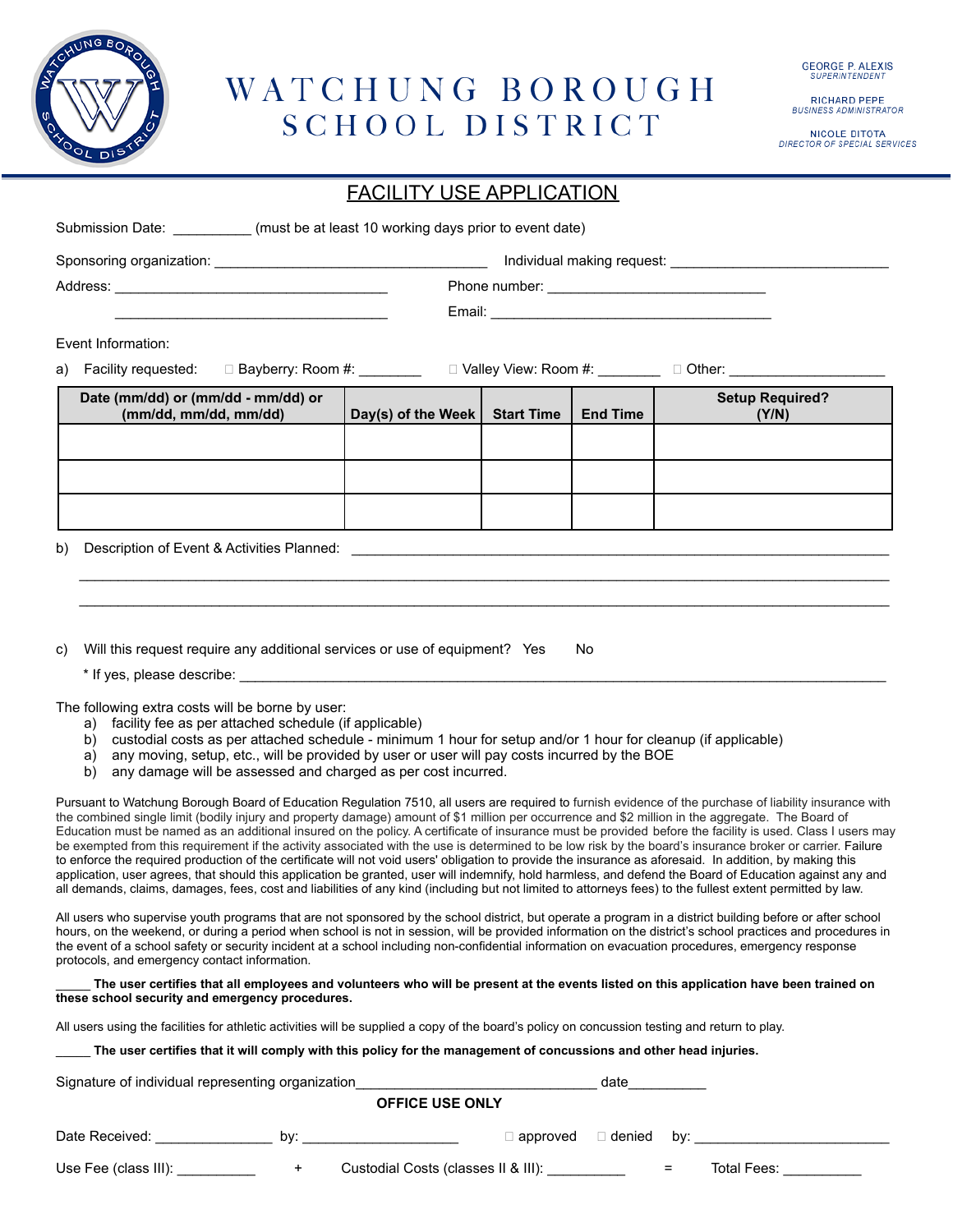# WATCHUNG BOROUGH SCHOOL DISTRICT

GEORGE P. ALEXIS
*SUPERINTENDENT*

RICHARD PEPE
*BUSINESS ADMINISTRATOR*

NICOLE DITOTA
*DIRECTOR OF SPECIAL SERVICES*

## FACILITY USE APPLICATION

Submission Date: __________ (must be at least 10 working days prior to event date)

Sponsoring organization: ______________________________ Individual making request: ______________________________

Address: ______________________________ Phone number: ______________________________

______________________________ Email: ______________________________

Event Information:

a) Facility requested: ☐ Bayberry: Room #: ________ ☐ Valley View: Room #: ________ ☐ Other: ____________________

| Date (mm/dd) or (mm/dd - mm/dd) or (mm/dd, mm/dd, mm/dd) | Day(s) of the Week | Start Time | End Time | Setup Required? (Y/N) |
|---|---|---|---|---|
| | | | | |
| | | | | |
| | | | | |

b) Description of Event & Activities Planned: ______________________________________________

______________________________________________________________________________

______________________________________________________________________________

c) Will this request require any additional services or use of equipment? Yes No

\* If yes, please describe: ______________________________________________

The following extra costs will be borne by user:

a) facility fee as per attached schedule (if applicable)
b) custodial costs as per attached schedule - minimum 1 hour for setup and/or 1 hour for cleanup (if applicable)
a) any moving, setup, etc., will be provided by user or user will pay costs incurred by the BOE
b) any damage will be assessed and charged as per cost incurred.

Pursuant to Watchung Borough Board of Education Regulation 7510, all users are required to furnish evidence of the purchase of liability insurance with the combined single limit (bodily injury and property damage) amount of $1 million per occurrence and $2 million in the aggregate. The Board of Education must be named as an additional insured on the policy. A certificate of insurance must be provided before the facility is used. Class I users may be exempted from this requirement if the activity associated with the use is determined to be low risk by the board's insurance broker or carrier. Failure to enforce the required production of the certificate will not void users' obligation to provide the insurance as aforesaid. In addition, by making this application, user agrees, that should this application be granted, user will indemnify, hold harmless, and defend the Board of Education against any and all demands, claims, damages, fees, cost and liabilities of any kind (including but not limited to attorneys fees) to the fullest extent permitted by law.

All users who supervise youth programs that are not sponsored by the school district, but operate a program in a district building before or after school hours, on the weekend, or during a period when school is not in session, will be provided information on the district's school practices and procedures in the event of a school safety or security incident at a school including non-confidential information on evacuation procedures, emergency response protocols, and emergency contact information.

_____ **The user certifies that all employees and volunteers who will be present at the events listed on this application have been trained on these school security and emergency procedures.**

All users using the facilities for athletic activities will be supplied a copy of the board's policy on concussion testing and return to play.

_____ **The user certifies that it will comply with this policy for the management of concussions and other head injuries.**

Signature of individual representing organization______________________________ date__________

**OFFICE USE ONLY**

Date Received: _______________ by: ____________________ ☐ approved ☐ denied by: ________________________

Use Fee (class III): __________ + Custodial Costs (classes II & III): __________ = Total Fees: __________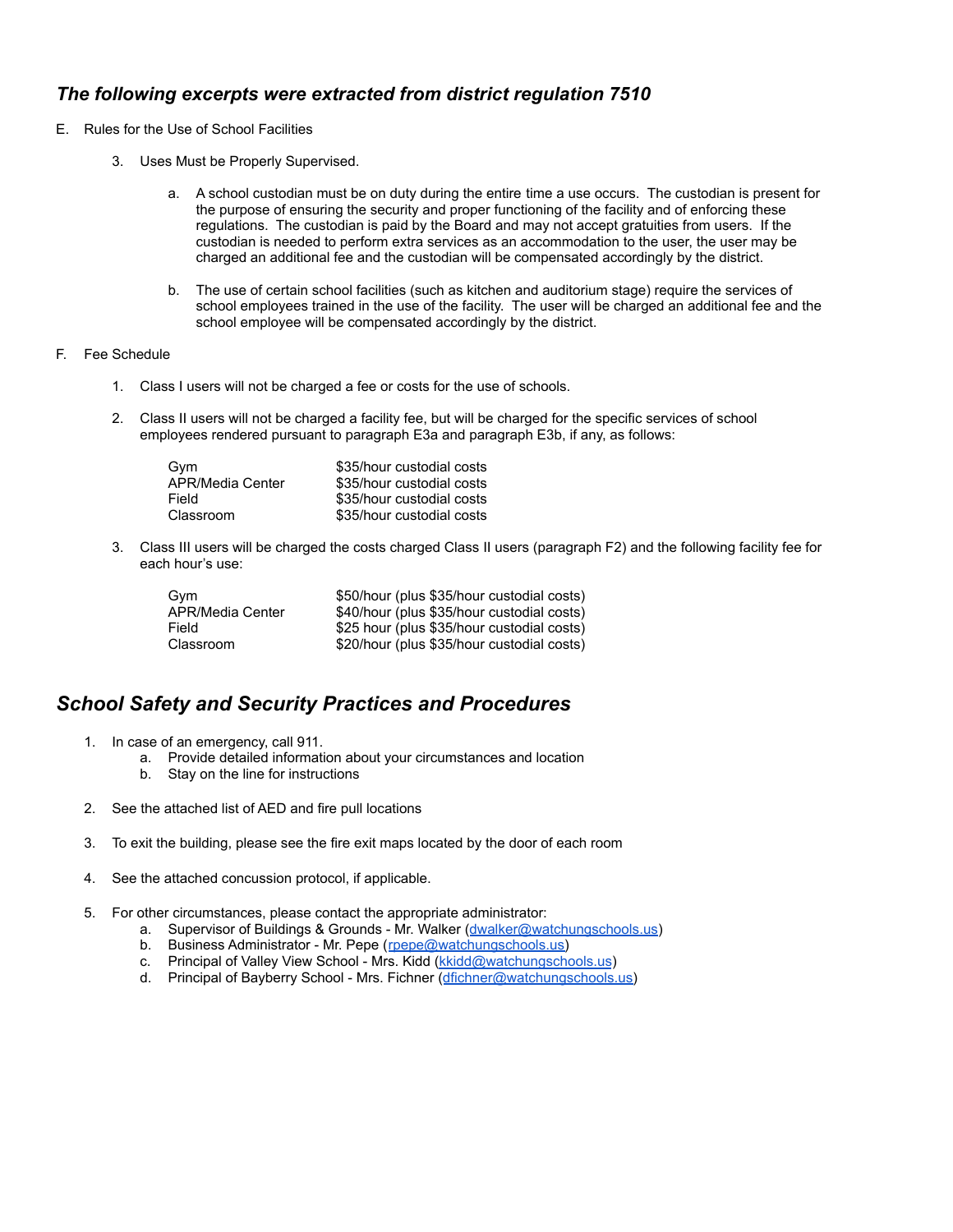## *The following excerpts were extracted from district regulation 7510*

E. Rules for the Use of School Facilities

3. Uses Must be Properly Supervised.

   a. A school custodian must be on duty during the entire time a use occurs. The custodian is present for the purpose of ensuring the security and proper functioning of the facility and of enforcing these regulations. The custodian is paid by the Board and may not accept gratuities from users. If the custodian is needed to perform extra services as an accommodation to the user, the user may be charged an additional fee and the custodian will be compensated accordingly by the district.

   b. The use of certain school facilities (such as kitchen and auditorium stage) require the services of school employees trained in the use of the facility. The user will be charged an additional fee and the school employee will be compensated accordingly by the district.

F. Fee Schedule

1. Class I users will not be charged a fee or costs for the use of schools.

2. Class II users will not be charged a facility fee, but will be charged for the specific services of school employees rendered pursuant to paragraph E3a and paragraph E3b, if any, as follows:

| | |
|---|---|
| Gym | $35/hour custodial costs |
| APR/Media Center | $35/hour custodial costs |
| Field | $35/hour custodial costs |
| Classroom | $35/hour custodial costs |

3. Class III users will be charged the costs charged Class II users (paragraph F2) and the following facility fee for each hour's use:

| | |
|---|---|
| Gym | $50/hour (plus $35/hour custodial costs) |
| APR/Media Center | $40/hour (plus $35/hour custodial costs) |
| Field | $25 hour (plus $35/hour custodial costs) |
| Classroom | $20/hour (plus $35/hour custodial costs) |

## *School Safety and Security Practices and Procedures*

1. In case of an emergency, call 911.
   a. Provide detailed information about your circumstances and location
   b. Stay on the line for instructions

2. See the attached list of AED and fire pull locations

3. To exit the building, please see the fire exit maps located by the door of each room

4. See the attached concussion protocol, if applicable.

5. For other circumstances, please contact the appropriate administrator:
   a. Supervisor of Buildings & Grounds - Mr. Walker (dwalker@watchungschools.us)
   b. Business Administrator - Mr. Pepe (rpepe@watchungschools.us)
   c. Principal of Valley View School - Mrs. Kidd (kkidd@watchungschools.us)
   d. Principal of Bayberry School - Mrs. Fichner (dfichner@watchungschools.us)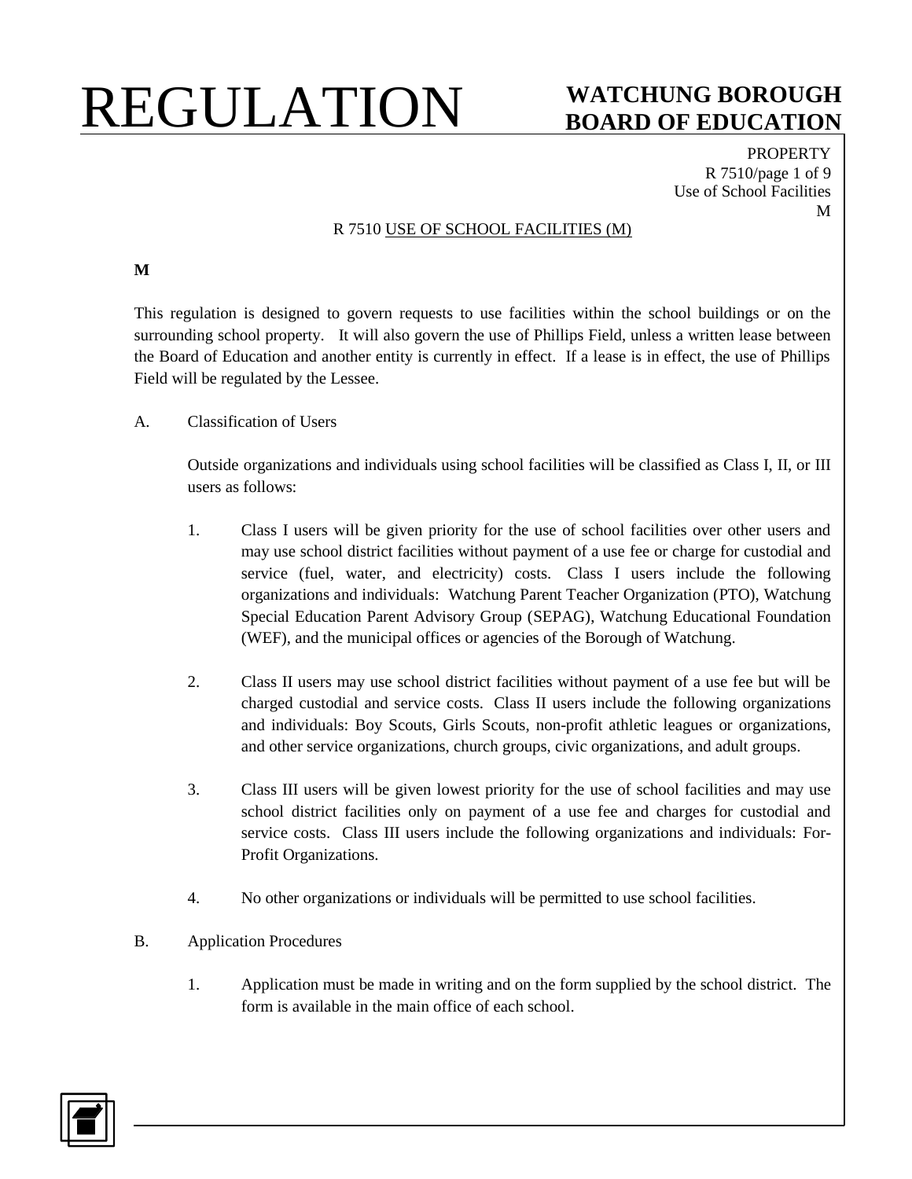## R 7510 USE OF SCHOOL FACILITIES (M)

**M**

This regulation is designed to govern requests to use facilities within the school buildings or on the surrounding school property. It will also govern the use of Phillips Field, unless a written lease between the Board of Education and another entity is currently in effect. If a lease is in effect, the use of Phillips Field will be regulated by the Lessee.

A. Classification of Users

Outside organizations and individuals using school facilities will be classified as Class I, II, or III users as follows:

1. Class I users will be given priority for the use of school facilities over other users and may use school district facilities without payment of a use fee or charge for custodial and service (fuel, water, and electricity) costs. Class I users include the following organizations and individuals: Watchung Parent Teacher Organization (PTO), Watchung Special Education Parent Advisory Group (SEPAG), Watchung Educational Foundation (WEF), and the municipal offices or agencies of the Borough of Watchung.

2. Class II users may use school district facilities without payment of a use fee but will be charged custodial and service costs. Class II users include the following organizations and individuals: Boy Scouts, Girls Scouts, non-profit athletic leagues or organizations, and other service organizations, church groups, civic organizations, and adult groups.

3. Class III users will be given lowest priority for the use of school facilities and may use school district facilities only on payment of a use fee and charges for custodial and service costs. Class III users include the following organizations and individuals: For-Profit Organizations.

4. No other organizations or individuals will be permitted to use school facilities.

B. Application Procedures

1. Application must be made in writing and on the form supplied by the school district. The form is available in the main office of each school.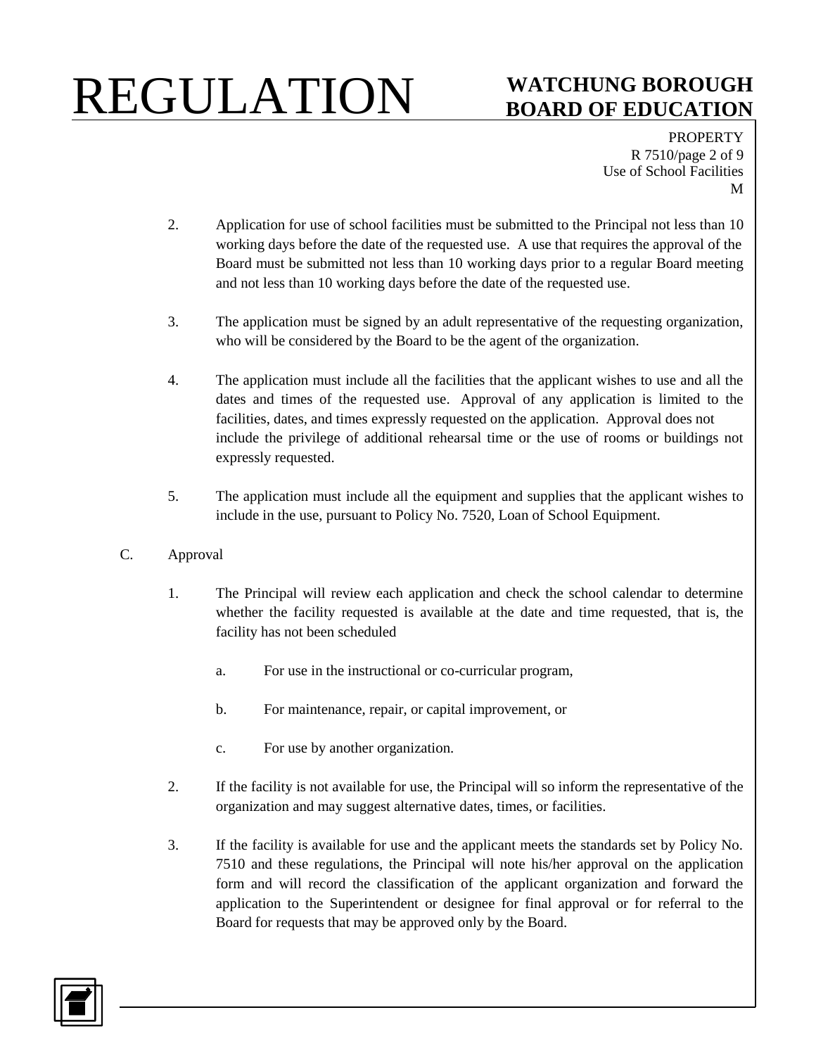2. Application for use of school facilities must be submitted to the Principal not less than 10 working days before the date of the requested use. A use that requires the approval of the Board must be submitted not less than 10 working days prior to a regular Board meeting and not less than 10 working days before the date of the requested use.

3. The application must be signed by an adult representative of the requesting organization, who will be considered by the Board to be the agent of the organization.

4. The application must include all the facilities that the applicant wishes to use and all the dates and times of the requested use. Approval of any application is limited to the facilities, dates, and times expressly requested on the application. Approval does not include the privilege of additional rehearsal time or the use of rooms or buildings not expressly requested.

5. The application must include all the equipment and supplies that the applicant wishes to include in the use, pursuant to Policy No. 7520, Loan of School Equipment.

C. Approval

1. The Principal will review each application and check the school calendar to determine whether the facility requested is available at the date and time requested, that is, the facility has not been scheduled

   a. For use in the instructional or co-curricular program,

   b. For maintenance, repair, or capital improvement, or

   c. For use by another organization.

2. If the facility is not available for use, the Principal will so inform the representative of the organization and may suggest alternative dates, times, or facilities.

3. If the facility is available for use and the applicant meets the standards set by Policy No. 7510 and these regulations, the Principal will note his/her approval on the application form and will record the classification of the applicant organization and forward the application to the Superintendent or designee for final approval or for referral to the Board for requests that may be approved only by the Board.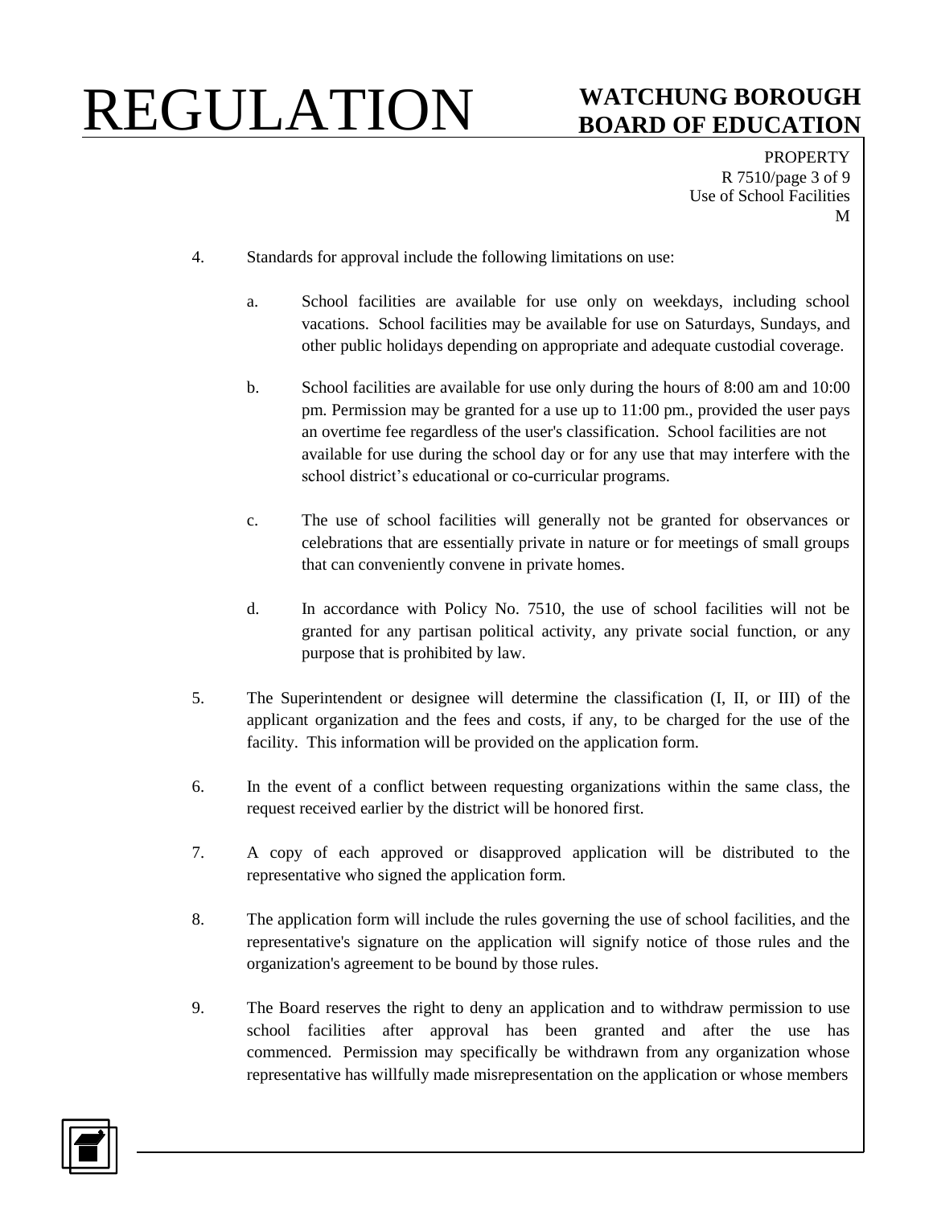4. Standards for approval include the following limitations on use:

   a. School facilities are available for use only on weekdays, including school vacations. School facilities may be available for use on Saturdays, Sundays, and other public holidays depending on appropriate and adequate custodial coverage.

   b. School facilities are available for use only during the hours of 8:00 am and 10:00 pm. Permission may be granted for a use up to 11:00 pm., provided the user pays an overtime fee regardless of the user's classification. School facilities are not available for use during the school day or for any use that may interfere with the school district's educational or co-curricular programs.

   c. The use of school facilities will generally not be granted for observances or celebrations that are essentially private in nature or for meetings of small groups that can conveniently convene in private homes.

   d. In accordance with Policy No. 7510, the use of school facilities will not be granted for any partisan political activity, any private social function, or any purpose that is prohibited by law.

5. The Superintendent or designee will determine the classification (I, II, or III) of the applicant organization and the fees and costs, if any, to be charged for the use of the facility. This information will be provided on the application form.

6. In the event of a conflict between requesting organizations within the same class, the request received earlier by the district will be honored first.

7. A copy of each approved or disapproved application will be distributed to the representative who signed the application form.

8. The application form will include the rules governing the use of school facilities, and the representative's signature on the application will signify notice of those rules and the organization's agreement to be bound by those rules.

9. The Board reserves the right to deny an application and to withdraw permission to use school facilities after approval has been granted and after the use has commenced. Permission may specifically be withdrawn from any organization whose representative has willfully made misrepresentation on the application or whose members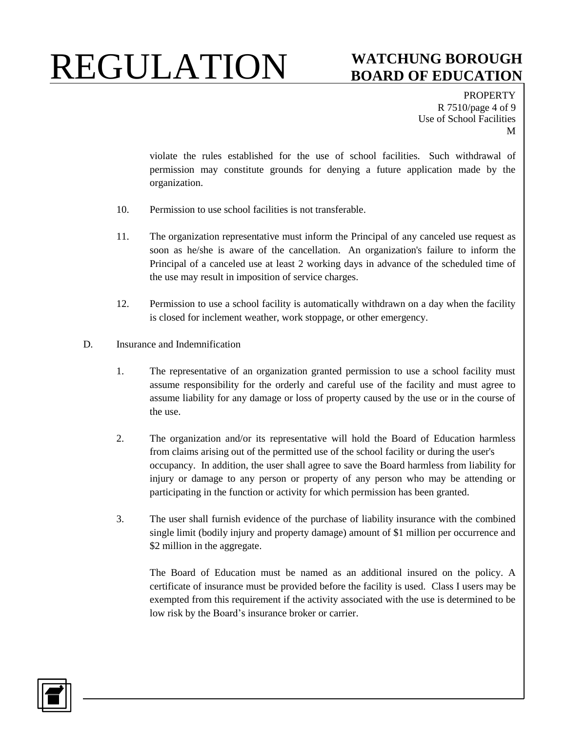violate the rules established for the use of school facilities. Such withdrawal of permission may constitute grounds for denying a future application made by the organization.

10. Permission to use school facilities is not transferable.

11. The organization representative must inform the Principal of any canceled use request as soon as he/she is aware of the cancellation. An organization's failure to inform the Principal of a canceled use at least 2 working days in advance of the scheduled time of the use may result in imposition of service charges.

12. Permission to use a school facility is automatically withdrawn on a day when the facility is closed for inclement weather, work stoppage, or other emergency.

D. Insurance and Indemnification

1. The representative of an organization granted permission to use a school facility must assume responsibility for the orderly and careful use of the facility and must agree to assume liability for any damage or loss of property caused by the use or in the course of the use.

2. The organization and/or its representative will hold the Board of Education harmless from claims arising out of the permitted use of the school facility or during the user's occupancy. In addition, the user shall agree to save the Board harmless from liability for injury or damage to any person or property of any person who may be attending or participating in the function or activity for which permission has been granted.

3. The user shall furnish evidence of the purchase of liability insurance with the combined single limit (bodily injury and property damage) amount of $1 million per occurrence and $2 million in the aggregate.

   The Board of Education must be named as an additional insured on the policy. A certificate of insurance must be provided before the facility is used. Class I users may be exempted from this requirement if the activity associated with the use is determined to be low risk by the Board's insurance broker or carrier.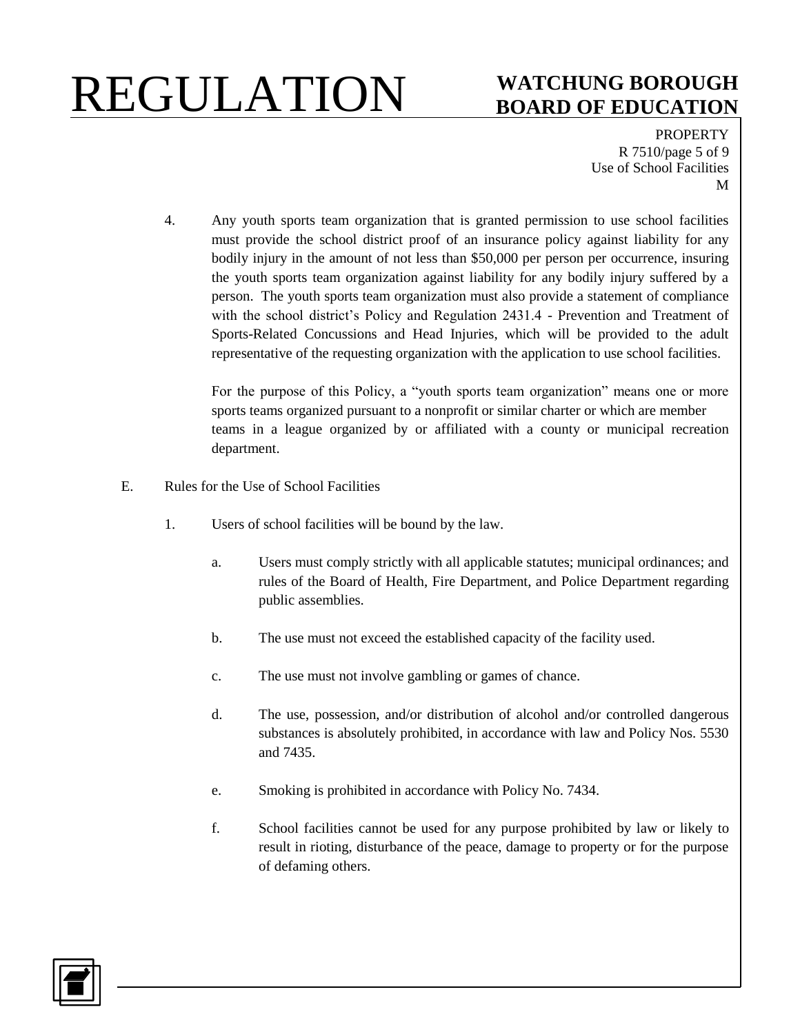4. Any youth sports team organization that is granted permission to use school facilities must provide the school district proof of an insurance policy against liability for any bodily injury in the amount of not less than $50,000 per person per occurrence, insuring the youth sports team organization against liability for any bodily injury suffered by a person. The youth sports team organization must also provide a statement of compliance with the school district's Policy and Regulation 2431.4 - Prevention and Treatment of Sports-Related Concussions and Head Injuries, which will be provided to the adult representative of the requesting organization with the application to use school facilities.

   For the purpose of this Policy, a "youth sports team organization" means one or more sports teams organized pursuant to a nonprofit or similar charter or which are member teams in a league organized by or affiliated with a county or municipal recreation department.

E. Rules for the Use of School Facilities

1. Users of school facilities will be bound by the law.

   a. Users must comply strictly with all applicable statutes; municipal ordinances; and rules of the Board of Health, Fire Department, and Police Department regarding public assemblies.

   b. The use must not exceed the established capacity of the facility used.

   c. The use must not involve gambling or games of chance.

   d. The use, possession, and/or distribution of alcohol and/or controlled dangerous substances is absolutely prohibited, in accordance with law and Policy Nos. 5530 and 7435.

   e. Smoking is prohibited in accordance with Policy No. 7434.

   f. School facilities cannot be used for any purpose prohibited by law or likely to result in rioting, disturbance of the peace, damage to property or for the purpose of defaming others.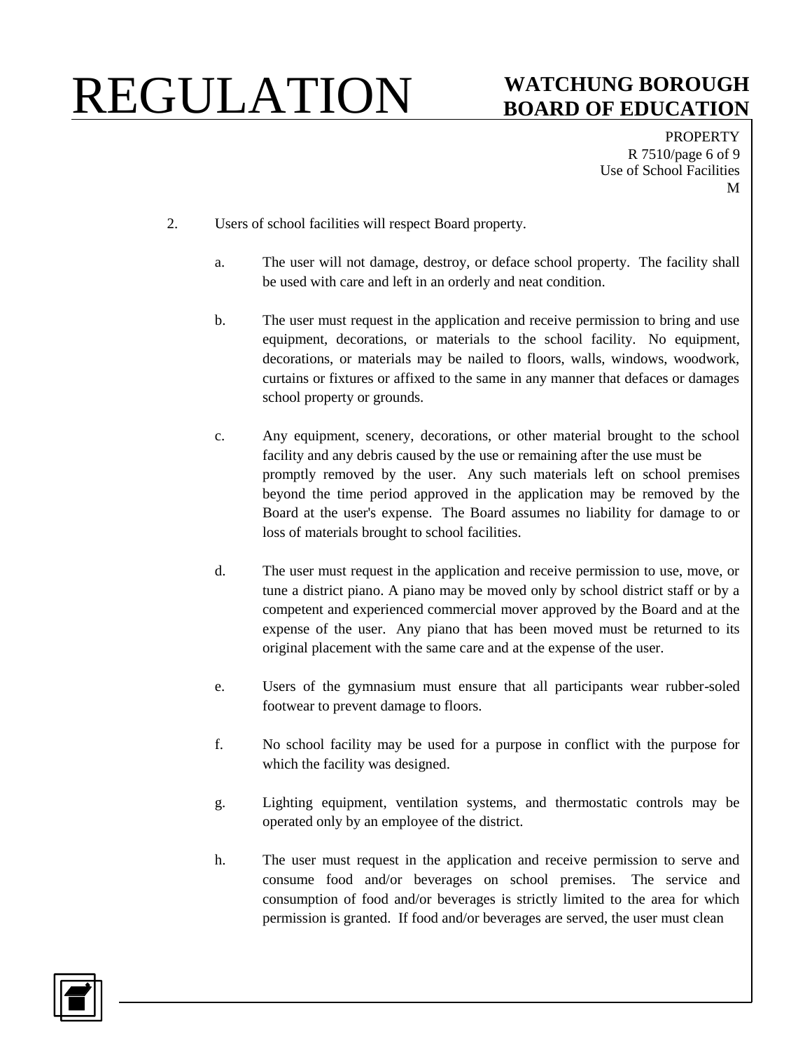2. Users of school facilities will respect Board property.

   a. The user will not damage, destroy, or deface school property. The facility shall be used with care and left in an orderly and neat condition.

   b. The user must request in the application and receive permission to bring and use equipment, decorations, or materials to the school facility. No equipment, decorations, or materials may be nailed to floors, walls, windows, woodwork, curtains or fixtures or affixed to the same in any manner that defaces or damages school property or grounds.

   c. Any equipment, scenery, decorations, or other material brought to the school facility and any debris caused by the use or remaining after the use must be promptly removed by the user. Any such materials left on school premises beyond the time period approved in the application may be removed by the Board at the user's expense. The Board assumes no liability for damage to or loss of materials brought to school facilities.

   d. The user must request in the application and receive permission to use, move, or tune a district piano. A piano may be moved only by school district staff or by a competent and experienced commercial mover approved by the Board and at the expense of the user. Any piano that has been moved must be returned to its original placement with the same care and at the expense of the user.

   e. Users of the gymnasium must ensure that all participants wear rubber-soled footwear to prevent damage to floors.

   f. No school facility may be used for a purpose in conflict with the purpose for which the facility was designed.

   g. Lighting equipment, ventilation systems, and thermostatic controls may be operated only by an employee of the district.

   h. The user must request in the application and receive permission to serve and consume food and/or beverages on school premises. The service and consumption of food and/or beverages is strictly limited to the area for which permission is granted. If food and/or beverages are served, the user must clean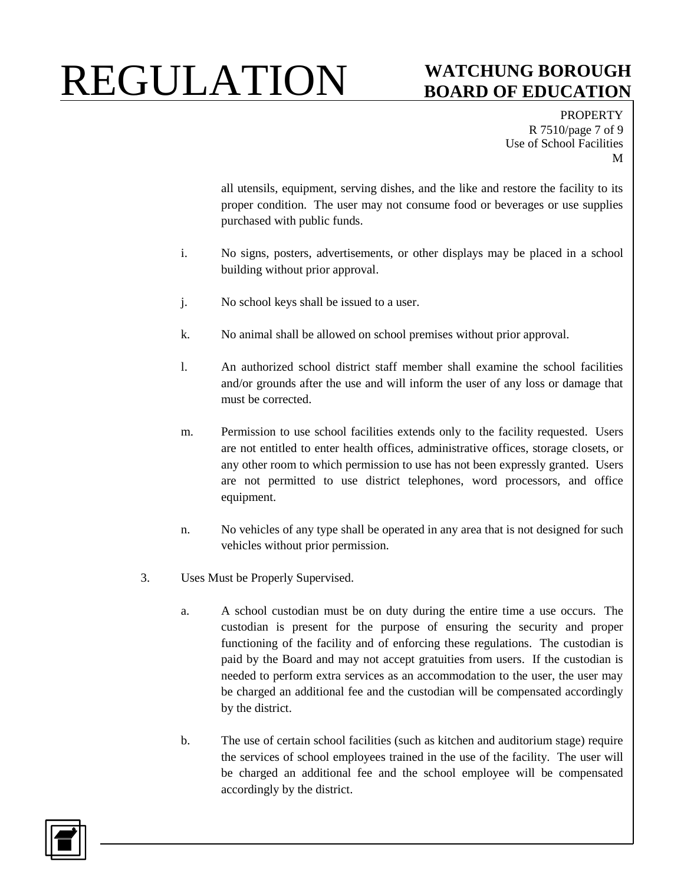all utensils, equipment, serving dishes, and the like and restore the facility to its proper condition. The user may not consume food or beverages or use supplies purchased with public funds.

i. No signs, posters, advertisements, or other displays may be placed in a school building without prior approval.

j. No school keys shall be issued to a user.

k. No animal shall be allowed on school premises without prior approval.

l. An authorized school district staff member shall examine the school facilities and/or grounds after the use and will inform the user of any loss or damage that must be corrected.

m. Permission to use school facilities extends only to the facility requested. Users are not entitled to enter health offices, administrative offices, storage closets, or any other room to which permission to use has not been expressly granted. Users are not permitted to use district telephones, word processors, and office equipment.

n. No vehicles of any type shall be operated in any area that is not designed for such vehicles without prior permission.

3. Uses Must be Properly Supervised.

a. A school custodian must be on duty during the entire time a use occurs. The custodian is present for the purpose of ensuring the security and proper functioning of the facility and of enforcing these regulations. The custodian is paid by the Board and may not accept gratuities from users. If the custodian is needed to perform extra services as an accommodation to the user, the user may be charged an additional fee and the custodian will be compensated accordingly by the district.

b. The use of certain school facilities (such as kitchen and auditorium stage) require the services of school employees trained in the use of the facility. The user will be charged an additional fee and the school employee will be compensated accordingly by the district.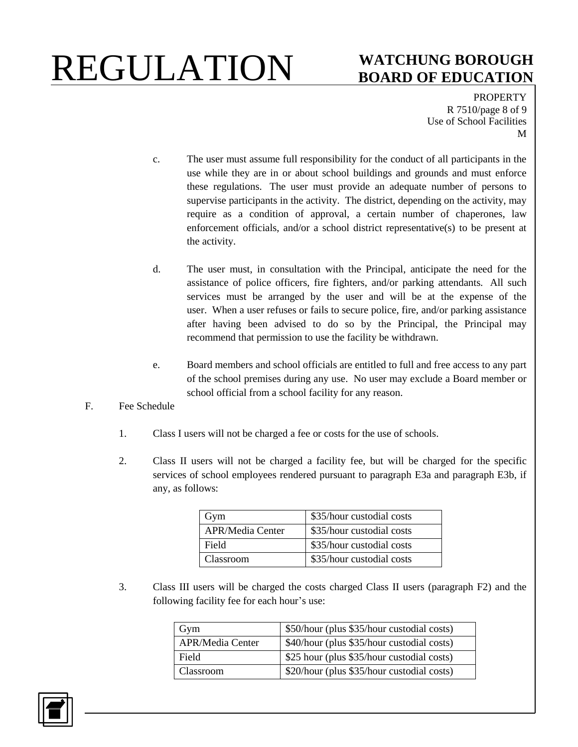c. The user must assume full responsibility for the conduct of all participants in the use while they are in or about school buildings and grounds and must enforce these regulations. The user must provide an adequate number of persons to supervise participants in the activity. The district, depending on the activity, may require as a condition of approval, a certain number of chaperones, law enforcement officials, and/or a school district representative(s) to be present at the activity.

d. The user must, in consultation with the Principal, anticipate the need for the assistance of police officers, fire fighters, and/or parking attendants. All such services must be arranged by the user and will be at the expense of the user. When a user refuses or fails to secure police, fire, and/or parking assistance after having been advised to do so by the Principal, the Principal may recommend that permission to use the facility be withdrawn.

e. Board members and school officials are entitled to full and free access to any part of the school premises during any use. No user may exclude a Board member or school official from a school facility for any reason.

F. Fee Schedule

1. Class I users will not be charged a fee or costs for the use of schools.

2. Class II users will not be charged a facility fee, but will be charged for the specific services of school employees rendered pursuant to paragraph E3a and paragraph E3b, if any, as follows:

| | |
|---|---|
| Gym | $35/hour custodial costs |
| APR/Media Center | $35/hour custodial costs |
| Field | $35/hour custodial costs |
| Classroom | $35/hour custodial costs |

3. Class III users will be charged the costs charged Class II users (paragraph F2) and the following facility fee for each hour's use:

| | |
|---|---|
| Gym | $50/hour (plus $35/hour custodial costs) |
| APR/Media Center | $40/hour (plus $35/hour custodial costs) |
| Field | $25 hour (plus $35/hour custodial costs) |
| Classroom | $20/hour (plus $35/hour custodial costs) |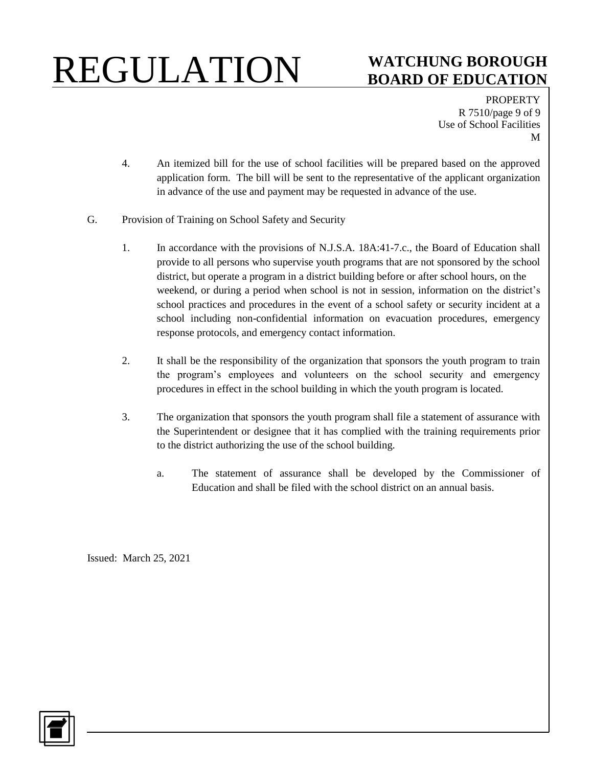4. An itemized bill for the use of school facilities will be prepared based on the approved application form. The bill will be sent to the representative of the applicant organization in advance of the use and payment may be requested in advance of the use.

G. Provision of Training on School Safety and Security

1. In accordance with the provisions of N.J.S.A. 18A:41-7.c., the Board of Education shall provide to all persons who supervise youth programs that are not sponsored by the school district, but operate a program in a district building before or after school hours, on the weekend, or during a period when school is not in session, information on the district's school practices and procedures in the event of a school safety or security incident at a school including non-confidential information on evacuation procedures, emergency response protocols, and emergency contact information.

2. It shall be the responsibility of the organization that sponsors the youth program to train the program's employees and volunteers on the school security and emergency procedures in effect in the school building in which the youth program is located.

3. The organization that sponsors the youth program shall file a statement of assurance with the Superintendent or designee that it has complied with the training requirements prior to the district authorizing the use of the school building.

   a. The statement of assurance shall be developed by the Commissioner of Education and shall be filed with the school district on an annual basis.

Issued: March 25, 2021